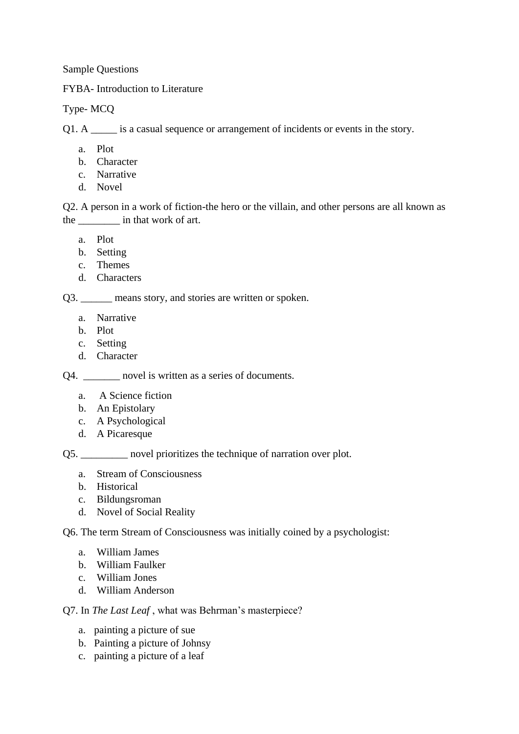Sample Questions

FYBA- Introduction to Literature

Type- MCQ

Q1. A _____ is a casual sequence or arrangement of incidents or events in the story.

a. Plot
b. Character
c. Narrative
d. Novel

Q2. A person in a work of fiction-the hero or the villain, and other persons are all known as the ________ in that work of art.

a. Plot
b. Setting
c. Themes
d. Characters

Q3. ______ means story, and stories are written or spoken.

a. Narrative
b. Plot
c. Setting
d. Character

Q4. _______ novel is written as a series of documents.

a. A Science fiction
b. An Epistolary
c. A Psychological
d. A Picaresque

Q5. _________ novel prioritizes the technique of narration over plot.

a. Stream of Consciousness
b. Historical
c. Bildungsroman
d. Novel of Social Reality

Q6. The term Stream of Consciousness was initially coined by a psychologist:

a. William James
b. William Faulker
c. William Jones
d. William Anderson

Q7. In *The Last Leaf* , what was Behrman's masterpiece?

a. painting a picture of sue
b. Painting a picture of Johnsy
c. painting a picture of a leaf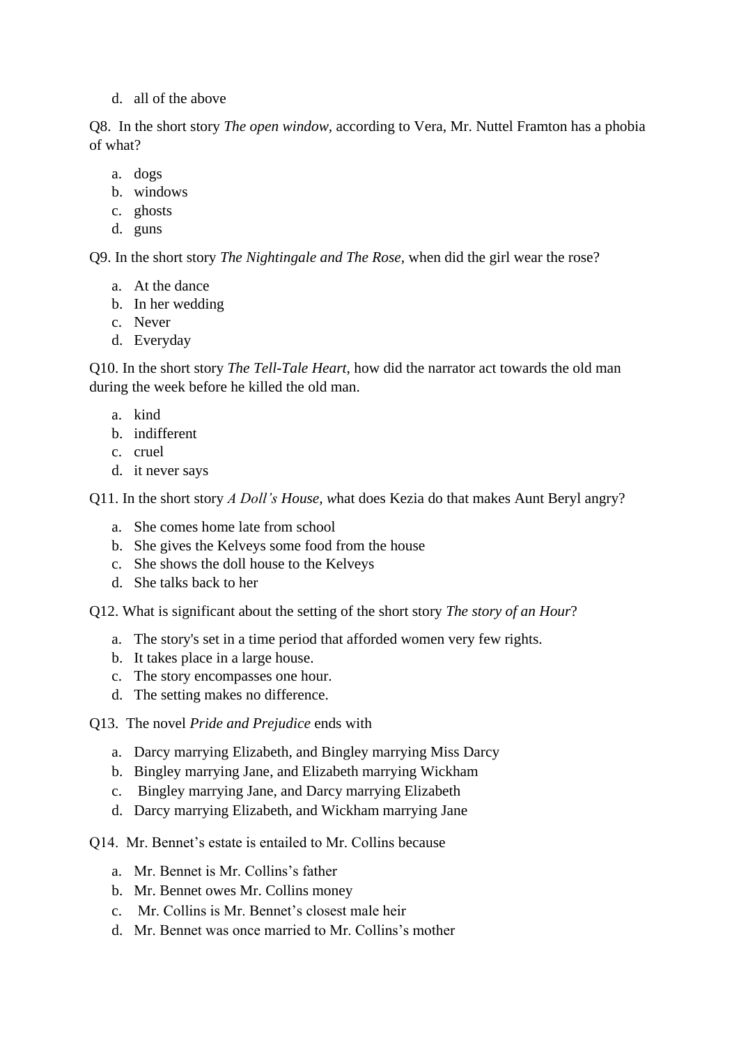d. all of the above

Q8. In the short story *The open window*, according to Vera, Mr. Nuttel Framton has a phobia of what?

a. dogs
b. windows
c. ghosts
d. guns

Q9. In the short story *The Nightingale and The Rose*, when did the girl wear the rose?

a. At the dance
b. In her wedding
c. Never
d. Everyday

Q10. In the short story *The Tell-Tale Heart*, how did the narrator act towards the old man during the week before he killed the old man.

a. kind
b. indifferent
c. cruel
d. it never says

Q11. In the short story *A Doll's House, w*hat does Kezia do that makes Aunt Beryl angry?

a. She comes home late from school
b. She gives the Kelveys some food from the house
c. She shows the doll house to the Kelveys
d. She talks back to her

Q12. What is significant about the setting of the short story *The story of an Hour*?

a. The story's set in a time period that afforded women very few rights.
b. It takes place in a large house.
c. The story encompasses one hour.
d. The setting makes no difference.

Q13. The novel *Pride and Prejudice* ends with

a. Darcy marrying Elizabeth, and Bingley marrying Miss Darcy
b. Bingley marrying Jane, and Elizabeth marrying Wickham
c. Bingley marrying Jane, and Darcy marrying Elizabeth
d. Darcy marrying Elizabeth, and Wickham marrying Jane

Q14. Mr. Bennet's estate is entailed to Mr. Collins because

a. Mr. Bennet is Mr. Collins's father
b. Mr. Bennet owes Mr. Collins money
c. Mr. Collins is Mr. Bennet's closest male heir
d. Mr. Bennet was once married to Mr. Collins's mother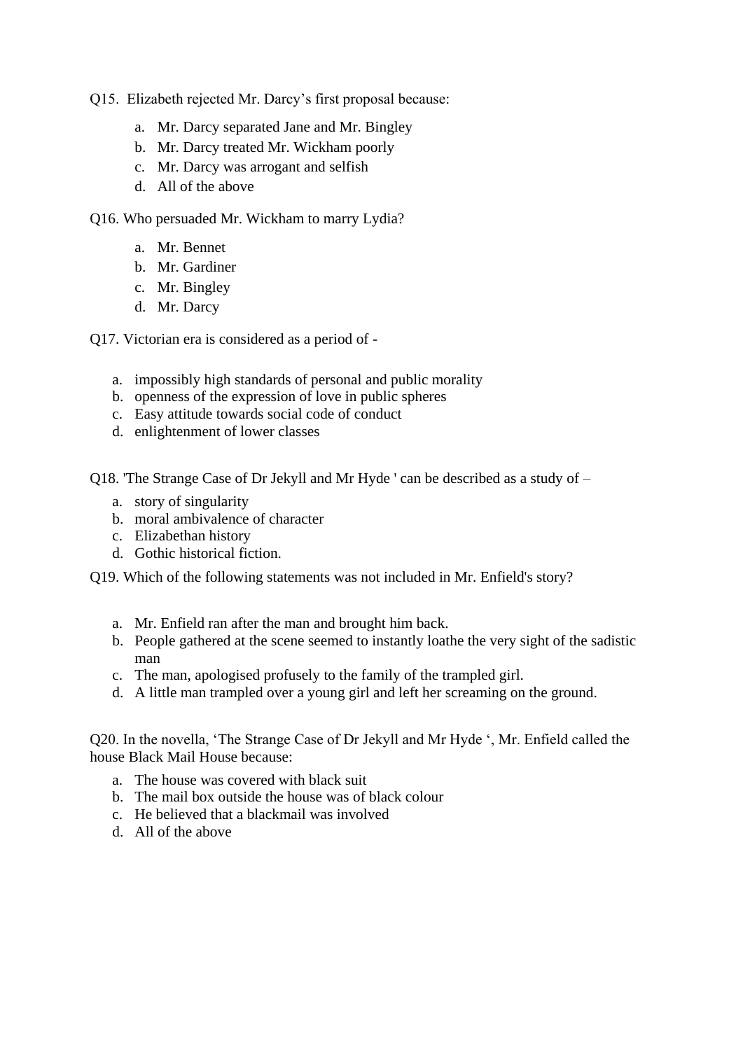Q15. Elizabeth rejected Mr. Darcy's first proposal because:

a. Mr. Darcy separated Jane and Mr. Bingley
b. Mr. Darcy treated Mr. Wickham poorly
c. Mr. Darcy was arrogant and selfish
d. All of the above

Q16. Who persuaded Mr. Wickham to marry Lydia?

a. Mr. Bennet
b. Mr. Gardiner
c. Mr. Bingley
d. Mr. Darcy

Q17. Victorian era is considered as a period of -

a. impossibly high standards of personal and public morality
b. openness of the expression of love in public spheres
c. Easy attitude towards social code of conduct
d. enlightenment of lower classes

Q18. 'The Strange Case of Dr Jekyll and Mr Hyde ' can be described as a study of –

a. story of singularity
b. moral ambivalence of character
c. Elizabethan history
d. Gothic historical fiction.

Q19. Which of the following statements was not included in Mr. Enfield's story?

a. Mr. Enfield ran after the man and brought him back.
b. People gathered at the scene seemed to instantly loathe the very sight of the sadistic man
c. The man, apologised profusely to the family of the trampled girl.
d. A little man trampled over a young girl and left her screaming on the ground.

Q20. In the novella, 'The Strange Case of Dr Jekyll and Mr Hyde ', Mr. Enfield called the house Black Mail House because:

a. The house was covered with black suit
b. The mail box outside the house was of black colour
c. He believed that a blackmail was involved
d. All of the above